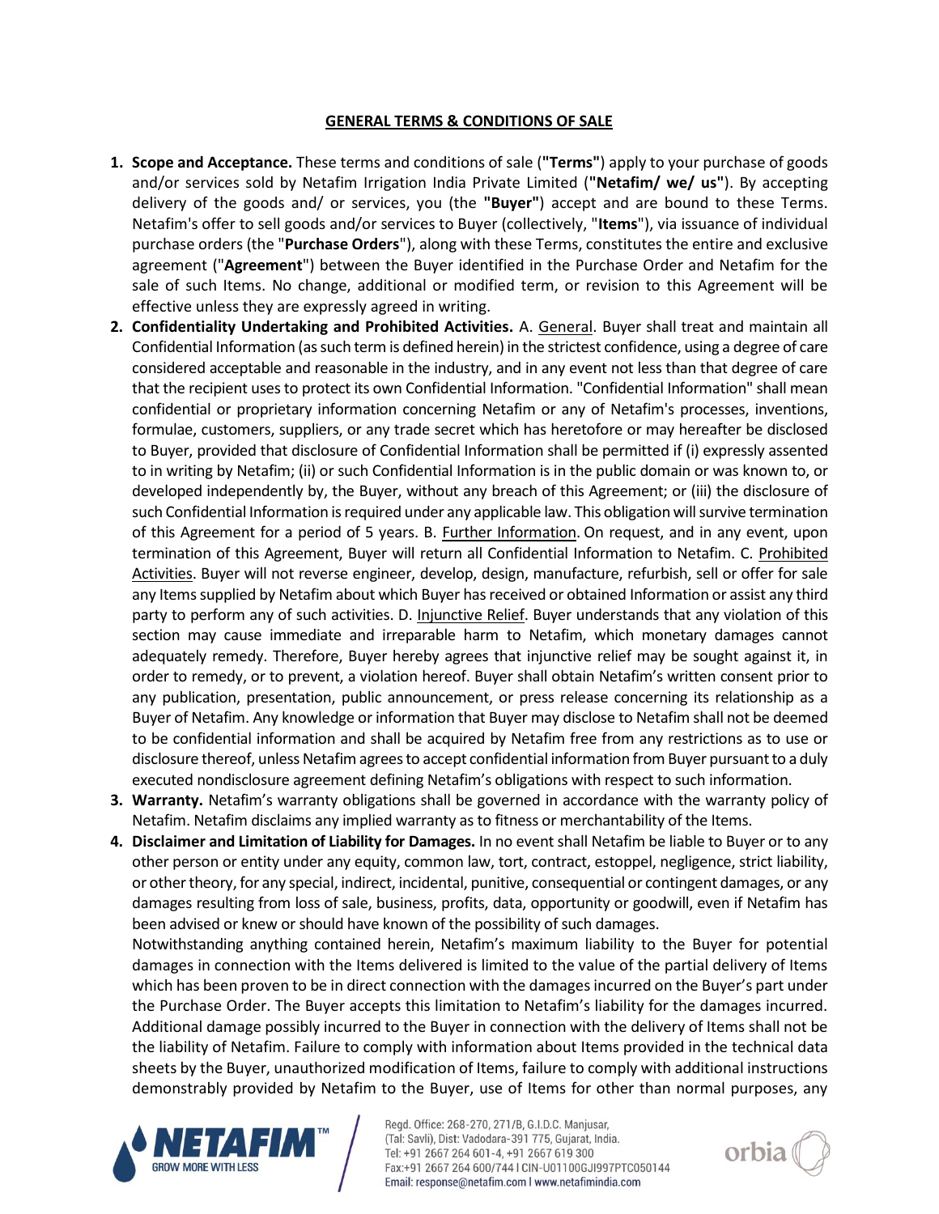## GENERAL TERMS & CONDITIONS OF SALE

1. **Scope and Acceptance.** These terms and conditions of sale (**"Terms"**) apply to your purchase of goods and/or services sold by Netafim Irrigation India Private Limited (**"Netafim/ we/ us"**). By accepting delivery of the goods and/ or services, you (the **"Buyer"**) accept and are bound to these Terms. Netafim's offer to sell goods and/or services to Buyer (collectively, "**Items**"), via issuance of individual purchase orders (the "**Purchase Orders**"), along with these Terms, constitutes the entire and exclusive agreement ("**Agreement**") between the Buyer identified in the Purchase Order and Netafim for the sale of such Items. No change, additional or modified term, or revision to this Agreement will be effective unless they are expressly agreed in writing.
2. **Confidentiality Undertaking and Prohibited Activities.** A. General. Buyer shall treat and maintain all Confidential Information (as such term is defined herein) in the strictest confidence, using a degree of care considered acceptable and reasonable in the industry, and in any event not less than that degree of care that the recipient uses to protect its own Confidential Information. "Confidential Information" shall mean confidential or proprietary information concerning Netafim or any of Netafim's processes, inventions, formulae, customers, suppliers, or any trade secret which has heretofore or may hereafter be disclosed to Buyer, provided that disclosure of Confidential Information shall be permitted if (i) expressly assented to in writing by Netafim; (ii) or such Confidential Information is in the public domain or was known to, or developed independently by, the Buyer, without any breach of this Agreement; or (iii) the disclosure of such Confidential Information is required under any applicable law. This obligation will survive termination of this Agreement for a period of 5 years. B. Further Information. On request, and in any event, upon termination of this Agreement, Buyer will return all Confidential Information to Netafim. C. Prohibited Activities. Buyer will not reverse engineer, develop, design, manufacture, refurbish, sell or offer for sale any Items supplied by Netafim about which Buyer has received or obtained Information or assist any third party to perform any of such activities. D. Injunctive Relief. Buyer understands that any violation of this section may cause immediate and irreparable harm to Netafim, which monetary damages cannot adequately remedy. Therefore, Buyer hereby agrees that injunctive relief may be sought against it, in order to remedy, or to prevent, a violation hereof. Buyer shall obtain Netafim's written consent prior to any publication, presentation, public announcement, or press release concerning its relationship as a Buyer of Netafim. Any knowledge or information that Buyer may disclose to Netafim shall not be deemed to be confidential information and shall be acquired by Netafim free from any restrictions as to use or disclosure thereof, unless Netafim agrees to accept confidential information from Buyer pursuant to a duly executed nondisclosure agreement defining Netafim's obligations with respect to such information.
3. **Warranty.** Netafim's warranty obligations shall be governed in accordance with the warranty policy of Netafim. Netafim disclaims any implied warranty as to fitness or merchantability of the Items.
4. **Disclaimer and Limitation of Liability for Damages.** In no event shall Netafim be liable to Buyer or to any other person or entity under any equity, common law, tort, contract, estoppel, negligence, strict liability, or other theory, for any special, indirect, incidental, punitive, consequential or contingent damages, or any damages resulting from loss of sale, business, profits, data, opportunity or goodwill, even if Netafim has been advised or knew or should have known of the possibility of such damages.
   Notwithstanding anything contained herein, Netafim's maximum liability to the Buyer for potential damages in connection with the Items delivered is limited to the value of the partial delivery of Items which has been proven to be in direct connection with the damages incurred on the Buyer's part under the Purchase Order. The Buyer accepts this limitation to Netafim's liability for the damages incurred. Additional damage possibly incurred to the Buyer in connection with the delivery of Items shall not be the liability of Netafim. Failure to comply with information about Items provided in the technical data sheets by the Buyer, unauthorized modification of Items, failure to comply with additional instructions demonstrably provided by Netafim to the Buyer, use of Items for other than normal purposes, any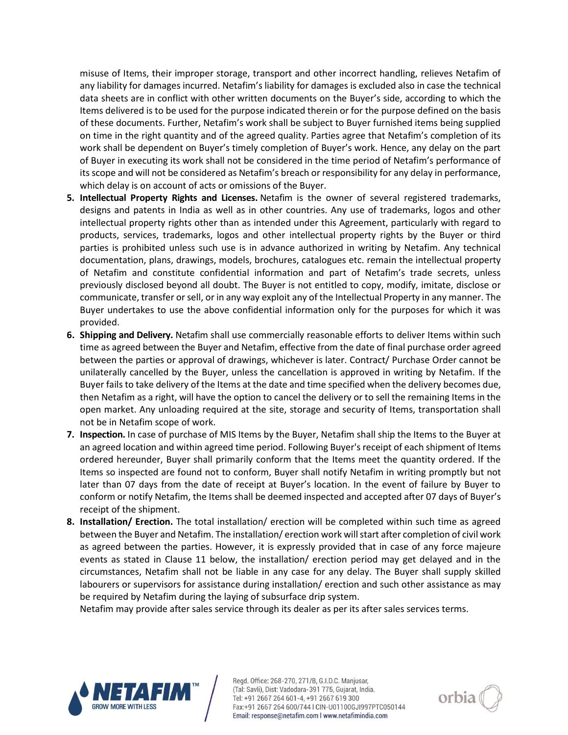misuse of Items, their improper storage, transport and other incorrect handling, relieves Netafim of any liability for damages incurred. Netafim's liability for damages is excluded also in case the technical data sheets are in conflict with other written documents on the Buyer's side, according to which the Items delivered is to be used for the purpose indicated therein or for the purpose defined on the basis of these documents. Further, Netafim's work shall be subject to Buyer furnished items being supplied on time in the right quantity and of the agreed quality. Parties agree that Netafim's completion of its work shall be dependent on Buyer's timely completion of Buyer's work. Hence, any delay on the part of Buyer in executing its work shall not be considered in the time period of Netafim's performance of its scope and will not be considered as Netafim's breach or responsibility for any delay in performance, which delay is on account of acts or omissions of the Buyer.

5. **Intellectual Property Rights and Licenses.** Netafim is the owner of several registered trademarks, designs and patents in India as well as in other countries. Any use of trademarks, logos and other intellectual property rights other than as intended under this Agreement, particularly with regard to products, services, trademarks, logos and other intellectual property rights by the Buyer or third parties is prohibited unless such use is in advance authorized in writing by Netafim. Any technical documentation, plans, drawings, models, brochures, catalogues etc. remain the intellectual property of Netafim and constitute confidential information and part of Netafim's trade secrets, unless previously disclosed beyond all doubt. The Buyer is not entitled to copy, modify, imitate, disclose or communicate, transfer or sell, or in any way exploit any of the Intellectual Property in any manner. The Buyer undertakes to use the above confidential information only for the purposes for which it was provided.
6. **Shipping and Delivery.** Netafim shall use commercially reasonable efforts to deliver Items within such time as agreed between the Buyer and Netafim, effective from the date of final purchase order agreed between the parties or approval of drawings, whichever is later. Contract/ Purchase Order cannot be unilaterally cancelled by the Buyer, unless the cancellation is approved in writing by Netafim. If the Buyer fails to take delivery of the Items at the date and time specified when the delivery becomes due, then Netafim as a right, will have the option to cancel the delivery or to sell the remaining Items in the open market. Any unloading required at the site, storage and security of Items, transportation shall not be in Netafim scope of work.
7. **Inspection.** In case of purchase of MIS Items by the Buyer, Netafim shall ship the Items to the Buyer at an agreed location and within agreed time period. Following Buyer's receipt of each shipment of Items ordered hereunder, Buyer shall primarily conform that the Items meet the quantity ordered. If the Items so inspected are found not to conform, Buyer shall notify Netafim in writing promptly but not later than 07 days from the date of receipt at Buyer's location. In the event of failure by Buyer to conform or notify Netafim, the Items shall be deemed inspected and accepted after 07 days of Buyer's receipt of the shipment.
8. **Installation/ Erection.** The total installation/ erection will be completed within such time as agreed between the Buyer and Netafim. The installation/ erection work will start after completion of civil work as agreed between the parties. However, it is expressly provided that in case of any force majeure events as stated in Clause 11 below, the installation/ erection period may get delayed and in the circumstances, Netafim shall not be liable in any case for any delay. The Buyer shall supply skilled labourers or supervisors for assistance during installation/ erection and such other assistance as may be required by Netafim during the laying of subsurface drip system.

   Netafim may provide after sales service through its dealer as per its after sales services terms.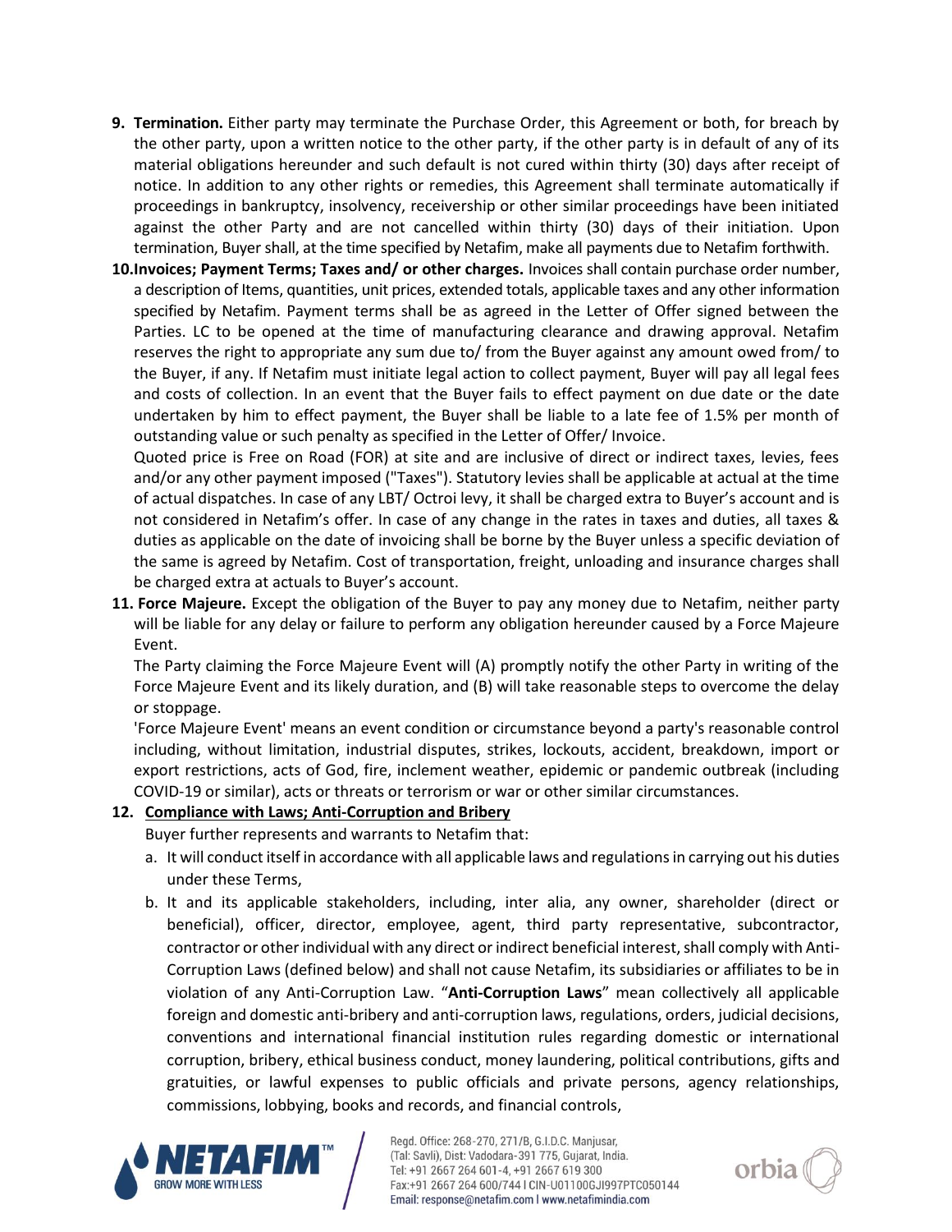9. **Termination.** Either party may terminate the Purchase Order, this Agreement or both, for breach by the other party, upon a written notice to the other party, if the other party is in default of any of its material obligations hereunder and such default is not cured within thirty (30) days after receipt of notice. In addition to any other rights or remedies, this Agreement shall terminate automatically if proceedings in bankruptcy, insolvency, receivership or other similar proceedings have been initiated against the other Party and are not cancelled within thirty (30) days of their initiation. Upon termination, Buyer shall, at the time specified by Netafim, make all payments due to Netafim forthwith.

10. **Invoices; Payment Terms; Taxes and/ or other charges.** Invoices shall contain purchase order number, a description of Items, quantities, unit prices, extended totals, applicable taxes and any other information specified by Netafim. Payment terms shall be as agreed in the Letter of Offer signed between the Parties. LC to be opened at the time of manufacturing clearance and drawing approval. Netafim reserves the right to appropriate any sum due to/ from the Buyer against any amount owed from/ to the Buyer, if any. If Netafim must initiate legal action to collect payment, Buyer will pay all legal fees and costs of collection. In an event that the Buyer fails to effect payment on due date or the date undertaken by him to effect payment, the Buyer shall be liable to a late fee of 1.5% per month of outstanding value or such penalty as specified in the Letter of Offer/ Invoice.

    Quoted price is Free on Road (FOR) at site and are inclusive of direct or indirect taxes, levies, fees and/or any other payment imposed ("Taxes"). Statutory levies shall be applicable at actual at the time of actual dispatches. In case of any LBT/ Octroi levy, it shall be charged extra to Buyer's account and is not considered in Netafim's offer. In case of any change in the rates in taxes and duties, all taxes & duties as applicable on the date of invoicing shall be borne by the Buyer unless a specific deviation of the same is agreed by Netafim. Cost of transportation, freight, unloading and insurance charges shall be charged extra at actuals to Buyer's account.

11. **Force Majeure.** Except the obligation of the Buyer to pay any money due to Netafim, neither party will be liable for any delay or failure to perform any obligation hereunder caused by a Force Majeure Event.

    The Party claiming the Force Majeure Event will (A) promptly notify the other Party in writing of the Force Majeure Event and its likely duration, and (B) will take reasonable steps to overcome the delay or stoppage.

    'Force Majeure Event' means an event condition or circumstance beyond a party's reasonable control including, without limitation, industrial disputes, strikes, lockouts, accident, breakdown, import or export restrictions, acts of God, fire, inclement weather, epidemic or pandemic outbreak (including COVID-19 or similar), acts or threats or terrorism or war or other similar circumstances.

12. **Compliance with Laws; Anti-Corruption and Bribery**

    Buyer further represents and warrants to Netafim that:

    a. It will conduct itself in accordance with all applicable laws and regulations in carrying out his duties under these Terms,

    b. It and its applicable stakeholders, including, inter alia, any owner, shareholder (direct or beneficial), officer, director, employee, agent, third party representative, subcontractor, contractor or other individual with any direct or indirect beneficial interest, shall comply with Anti-Corruption Laws (defined below) and shall not cause Netafim, its subsidiaries or affiliates to be in violation of any Anti-Corruption Law. "**Anti-Corruption Laws**" mean collectively all applicable foreign and domestic anti-bribery and anti-corruption laws, regulations, orders, judicial decisions, conventions and international financial institution rules regarding domestic or international corruption, bribery, ethical business conduct, money laundering, political contributions, gifts and gratuities, or lawful expenses to public officials and private persons, agency relationships, commissions, lobbying, books and records, and financial controls,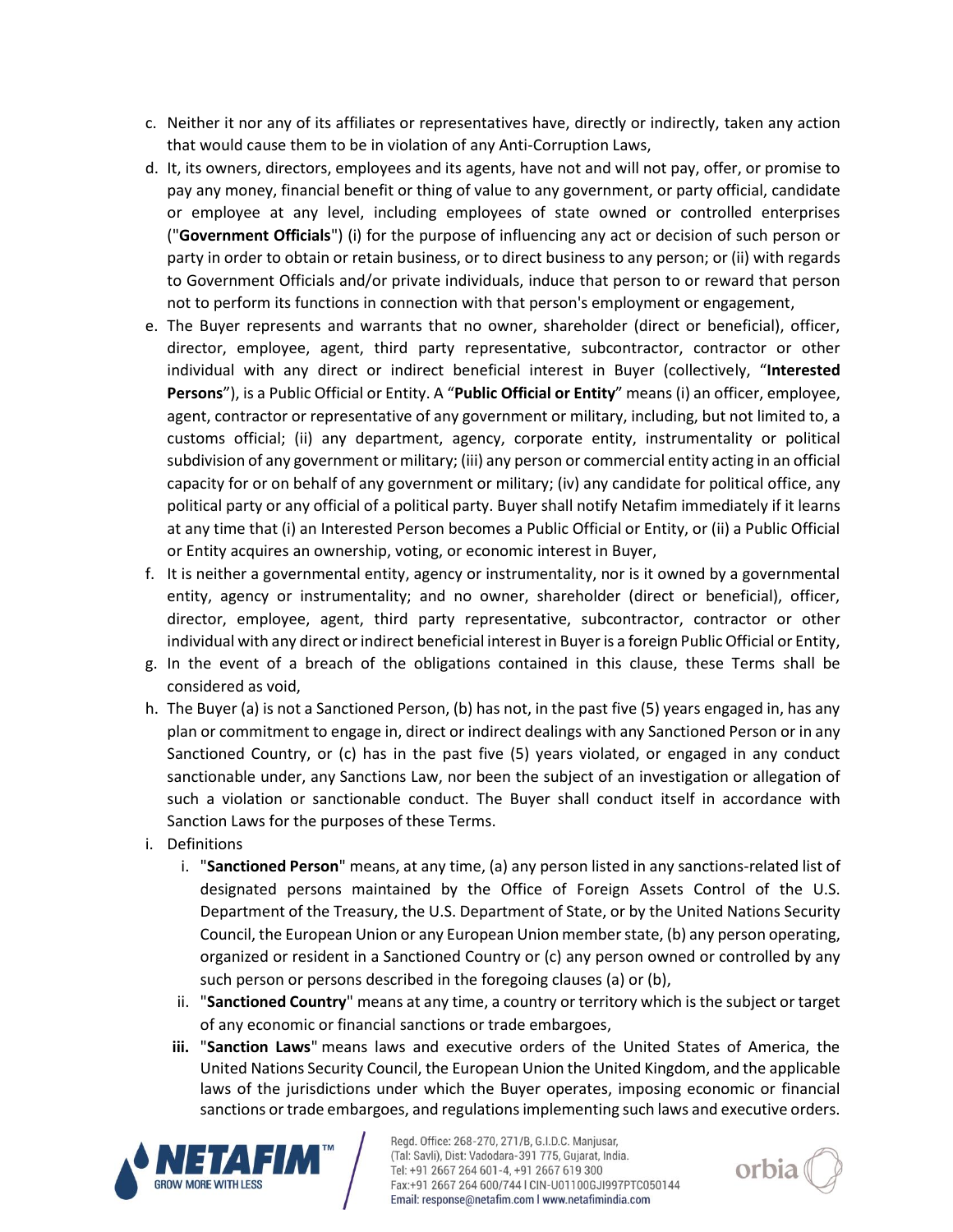c. Neither it nor any of its affiliates or representatives have, directly or indirectly, taken any action that would cause them to be in violation of any Anti-Corruption Laws,

d. It, its owners, directors, employees and its agents, have not and will not pay, offer, or promise to pay any money, financial benefit or thing of value to any government, or party official, candidate or employee at any level, including employees of state owned or controlled enterprises ("**Government Officials**") (i) for the purpose of influencing any act or decision of such person or party in order to obtain or retain business, or to direct business to any person; or (ii) with regards to Government Officials and/or private individuals, induce that person to or reward that person not to perform its functions in connection with that person's employment or engagement,

e. The Buyer represents and warrants that no owner, shareholder (direct or beneficial), officer, director, employee, agent, third party representative, subcontractor, contractor or other individual with any direct or indirect beneficial interest in Buyer (collectively, "**Interested Persons**"), is a Public Official or Entity. A "**Public Official or Entity**" means (i) an officer, employee, agent, contractor or representative of any government or military, including, but not limited to, a customs official; (ii) any department, agency, corporate entity, instrumentality or political subdivision of any government or military; (iii) any person or commercial entity acting in an official capacity for or on behalf of any government or military; (iv) any candidate for political office, any political party or any official of a political party. Buyer shall notify Netafim immediately if it learns at any time that (i) an Interested Person becomes a Public Official or Entity, or (ii) a Public Official or Entity acquires an ownership, voting, or economic interest in Buyer,

f. It is neither a governmental entity, agency or instrumentality, nor is it owned by a governmental entity, agency or instrumentality; and no owner, shareholder (direct or beneficial), officer, director, employee, agent, third party representative, subcontractor, contractor or other individual with any direct or indirect beneficial interest in Buyer is a foreign Public Official or Entity,

g. In the event of a breach of the obligations contained in this clause, these Terms shall be considered as void,

h. The Buyer (a) is not a Sanctioned Person, (b) has not, in the past five (5) years engaged in, has any plan or commitment to engage in, direct or indirect dealings with any Sanctioned Person or in any Sanctioned Country, or (c) has in the past five (5) years violated, or engaged in any conduct sanctionable under, any Sanctions Law, nor been the subject of an investigation or allegation of such a violation or sanctionable conduct. The Buyer shall conduct itself in accordance with Sanction Laws for the purposes of these Terms.

i. Definitions
   i. "**Sanctioned Person**" means, at any time, (a) any person listed in any sanctions-related list of designated persons maintained by the Office of Foreign Assets Control of the U.S. Department of the Treasury, the U.S. Department of State, or by the United Nations Security Council, the European Union or any European Union member state, (b) any person operating, organized or resident in a Sanctioned Country or (c) any person owned or controlled by any such person or persons described in the foregoing clauses (a) or (b),
   ii. "**Sanctioned Country**" means at any time, a country or territory which is the subject or target of any economic or financial sanctions or trade embargoes,
   **iii.** "**Sanction Laws**" means laws and executive orders of the United States of America, the United Nations Security Council, the European Union the United Kingdom, and the applicable laws of the jurisdictions under which the Buyer operates, imposing economic or financial sanctions or trade embargoes, and regulations implementing such laws and executive orders.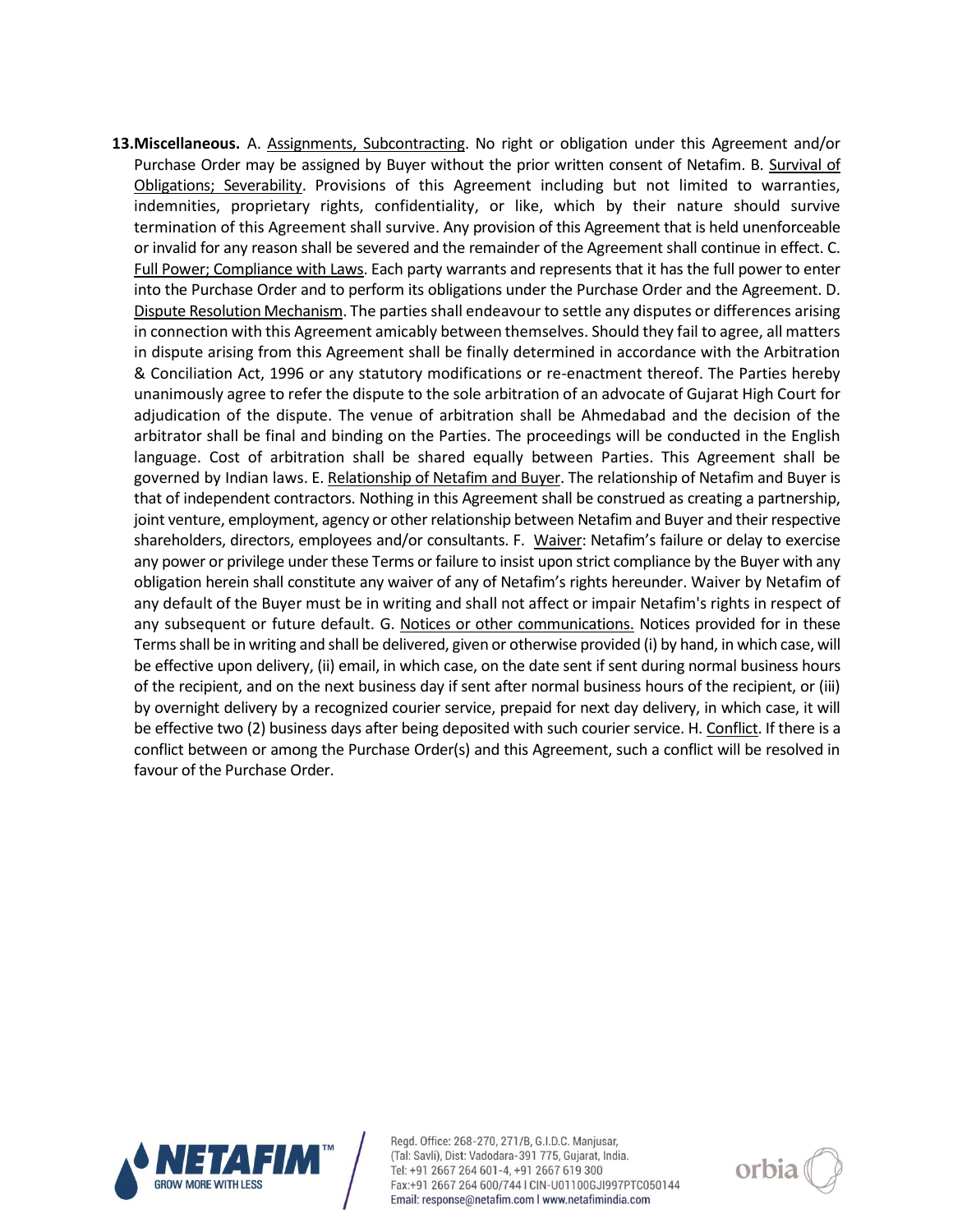**13.Miscellaneous.** A. Assignments, Subcontracting. No right or obligation under this Agreement and/or Purchase Order may be assigned by Buyer without the prior written consent of Netafim. B. Survival of Obligations; Severability. Provisions of this Agreement including but not limited to warranties, indemnities, proprietary rights, confidentiality, or like, which by their nature should survive termination of this Agreement shall survive. Any provision of this Agreement that is held unenforceable or invalid for any reason shall be severed and the remainder of the Agreement shall continue in effect. C. Full Power; Compliance with Laws. Each party warrants and represents that it has the full power to enter into the Purchase Order and to perform its obligations under the Purchase Order and the Agreement. D. Dispute Resolution Mechanism. The parties shall endeavour to settle any disputes or differences arising in connection with this Agreement amicably between themselves. Should they fail to agree, all matters in dispute arising from this Agreement shall be finally determined in accordance with the Arbitration & Conciliation Act, 1996 or any statutory modifications or re-enactment thereof. The Parties hereby unanimously agree to refer the dispute to the sole arbitration of an advocate of Gujarat High Court for adjudication of the dispute. The venue of arbitration shall be Ahmedabad and the decision of the arbitrator shall be final and binding on the Parties. The proceedings will be conducted in the English language. Cost of arbitration shall be shared equally between Parties. This Agreement shall be governed by Indian laws. E. Relationship of Netafim and Buyer. The relationship of Netafim and Buyer is that of independent contractors. Nothing in this Agreement shall be construed as creating a partnership, joint venture, employment, agency or other relationship between Netafim and Buyer and their respective shareholders, directors, employees and/or consultants. F. Waiver: Netafim's failure or delay to exercise any power or privilege under these Terms or failure to insist upon strict compliance by the Buyer with any obligation herein shall constitute any waiver of any of Netafim's rights hereunder. Waiver by Netafim of any default of the Buyer must be in writing and shall not affect or impair Netafim's rights in respect of any subsequent or future default. G. Notices or other communications. Notices provided for in these Terms shall be in writing and shall be delivered, given or otherwise provided (i) by hand, in which case, will be effective upon delivery, (ii) email, in which case, on the date sent if sent during normal business hours of the recipient, and on the next business day if sent after normal business hours of the recipient, or (iii) by overnight delivery by a recognized courier service, prepaid for next day delivery, in which case, it will be effective two (2) business days after being deposited with such courier service. H. Conflict. If there is a conflict between or among the Purchase Order(s) and this Agreement, such a conflict will be resolved in favour of the Purchase Order.